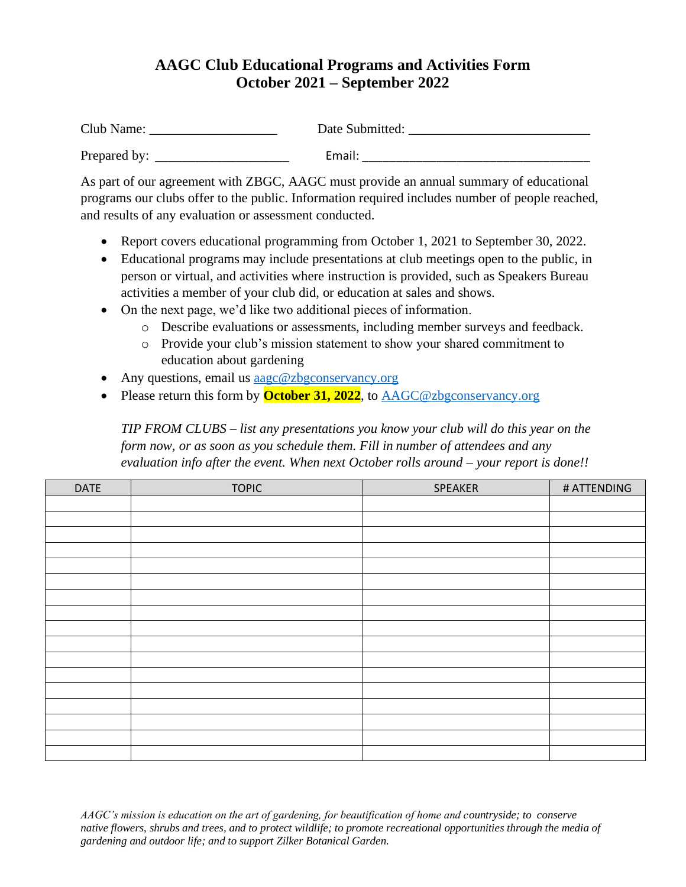# AAGC Club Educational Programs and Activities Form
## October 2021 – September 2022

Club Name: ___________________ Date Submitted: ___________________________

Prepared by: ____________________ Email: ___________________________________

As part of our agreement with ZBGC, AAGC must provide an annual summary of educational programs our clubs offer to the public. Information required includes number of people reached, and results of any evaluation or assessment conducted.

- Report covers educational programming from October 1, 2021 to September 30, 2022.
- Educational programs may include presentations at club meetings open to the public, in person or virtual, and activities where instruction is provided, such as Speakers Bureau activities a member of your club did, or education at sales and shows.
- On the next page, we'd like two additional pieces of information.
  - Describe evaluations or assessments, including member surveys and feedback.
  - Provide your club's mission statement to show your shared commitment to education about gardening
- Any questions, email us aagc@zbgconservancy.org
- Please return this form by **October 31, 2022**, to AAGC@zbgconservancy.org

*TIP FROM CLUBS – list any presentations you know your club will do this year on the form now, or as soon as you schedule them. Fill in number of attendees and any evaluation info after the event. When next October rolls around – your report is done!!*

| DATE | TOPIC | SPEAKER | # ATTENDING |
|---|---|---|---|
| | | | |
| | | | |
| | | | |
| | | | |
| | | | |
| | | | |
| | | | |
| | | | |
| | | | |
| | | | |
| | | | |
| | | | |
| | | | |
| | | | |
| | | | |
| | | | |
| | | | |

*AAGC's mission is education on the art of gardening, for beautification of home and countryside; to conserve native flowers, shrubs and trees, and to protect wildlife; to promote recreational opportunities through the media of gardening and outdoor life; and to support Zilker Botanical Garden.*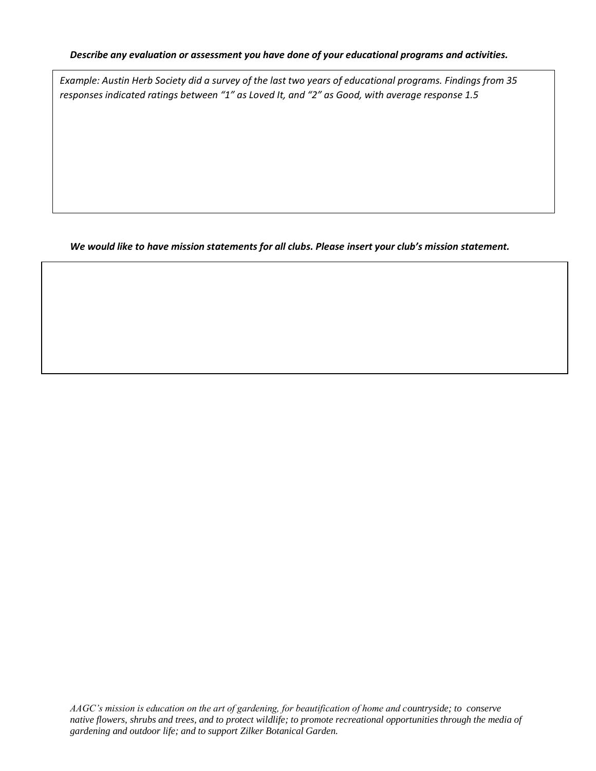***Describe any evaluation or assessment you have done of your educational programs and activities.***

*Example: Austin Herb Society did a survey of the last two years of educational programs. Findings from 35 responses indicated ratings between "1" as Loved It, and "2" as Good, with average response 1.5*

***We would like to have mission statements for all clubs. Please insert your club's mission statement.***

*AAGC's mission is education on the art of gardening, for beautification of home and countryside; to conserve native flowers, shrubs and trees, and to protect wildlife; to promote recreational opportunities through the media of gardening and outdoor life; and to support Zilker Botanical Garden.*